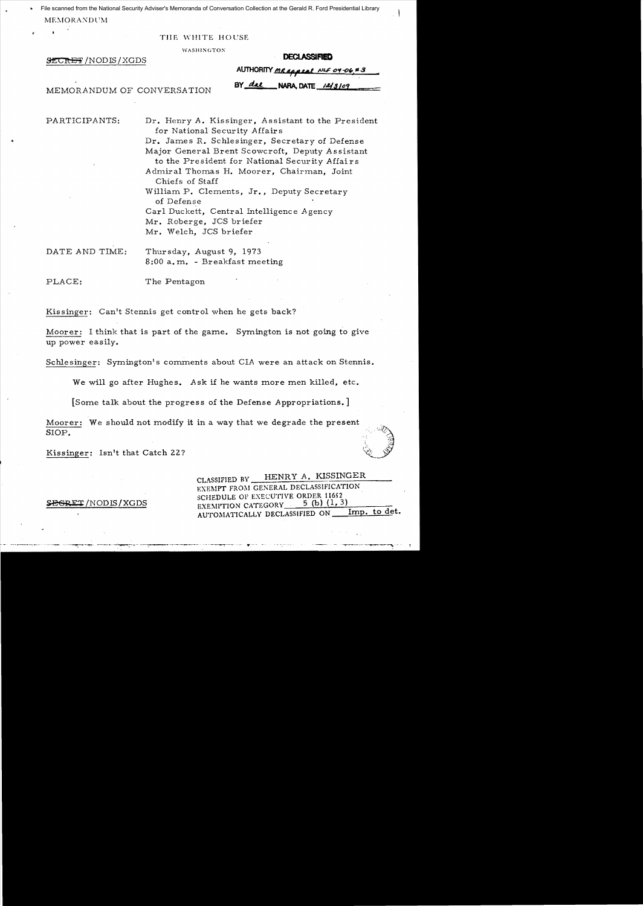File scanned from the National Security Adviser's Memoranda of Conversation Collection at the Gerald R. Ford Presidential Library

MEMORANDUM

THE WHITE HOUSE

WASHINGTON

SECRET/NODIS/XGDS

**DECLASSIFIED**

AUTHORITY MR appeal NLF 09-06 #3

BY dal NARA, DATE 12/3/09

MEMORANDUM OF CONVERSATION

PARTICIPANTS: Dr. Henry A. Kissinger, Assistant to the President for National Security Affairs
Dr. James R. Schlesinger, Secretary of Defense
Major General Brent Scowcroft, Deputy Assistant to the President for National Security Affairs
Admiral Thomas H. Moorer, Chairman, Joint Chiefs of Staff
William P. Clements, Jr., Deputy Secretary of Defense
Carl Duckett, Central Intelligence Agency
Mr. Roberge, JCS briefer
Mr. Welch, JCS briefer

DATE AND TIME: Thursday, August 9, 1973
8:00 a.m. - Breakfast meeting

PLACE: The Pentagon

Kissinger: Can't Stennis get control when he gets back?

Moorer: I think that is part of the game. Symington is not going to give up power easily.

Schlesinger: Symington's comments about CIA were an attack on Stennis.

We will go after Hughes. Ask if he wants more men killed, etc.

[Some talk about the progress of the Defense Appropriations.]

Moorer: We should not modify it in a way that we degrade the present SIOP.

Kissinger: Isn't that Catch 22?

CLASSIFIED BY HENRY A. KISSINGER
EXEMPT FROM GENERAL DECLASSIFICATION SCHEDULE OF EXECUTIVE ORDER 11652
EXEMPTION CATEGORY 5 (b) (1, 3)
AUTOMATICALLY DECLASSIFIED ON Imp. to det.

SECRET/NODIS/XGDS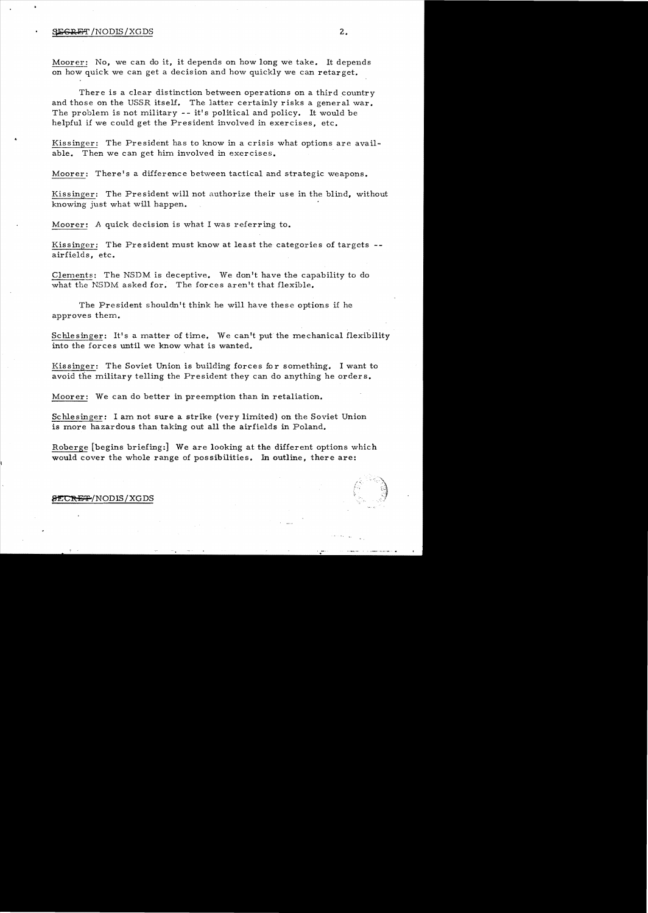Moorer: No, we can do it, it depends on how long we take. It depends on how quick we can get a decision and how quickly we can retarget.

There is a clear distinction between operations on a third country and those on the USSR itself. The latter certainly risks a general war. The problem is not military -- it's political and policy. It would be helpful if we could get the President involved in exercises, etc.

Kissinger: The President has to know in a crisis what options are available. Then we can get him involved in exercises.

Moorer: There's a difference between tactical and strategic weapons.

Kissinger: The President will not authorize their use in the blind, without knowing just what will happen.

Moorer: A quick decision is what I was referring to.

Kissinger: The President must know at least the categories of targets -- airfields, etc.

Clements: The NSDM is deceptive. We don't have the capability to do what the NSDM asked for. The forces aren't that flexible.

The President shouldn't think he will have these options if he approves them.

Schlesinger: It's a matter of time. We can't put the mechanical flexibility into the forces until we know what is wanted.

Kissinger: The Soviet Union is building forces for something. I want to avoid the military telling the President they can do anything he orders.

Moorer: We can do better in preemption than in retaliation.

Schlesinger: I am not sure a strike (very limited) on the Soviet Union is more hazardous than taking out all the airfields in Poland.

Roberge [begins briefing:] We are looking at the different options which would cover the whole range of possibilities. In outline, there are: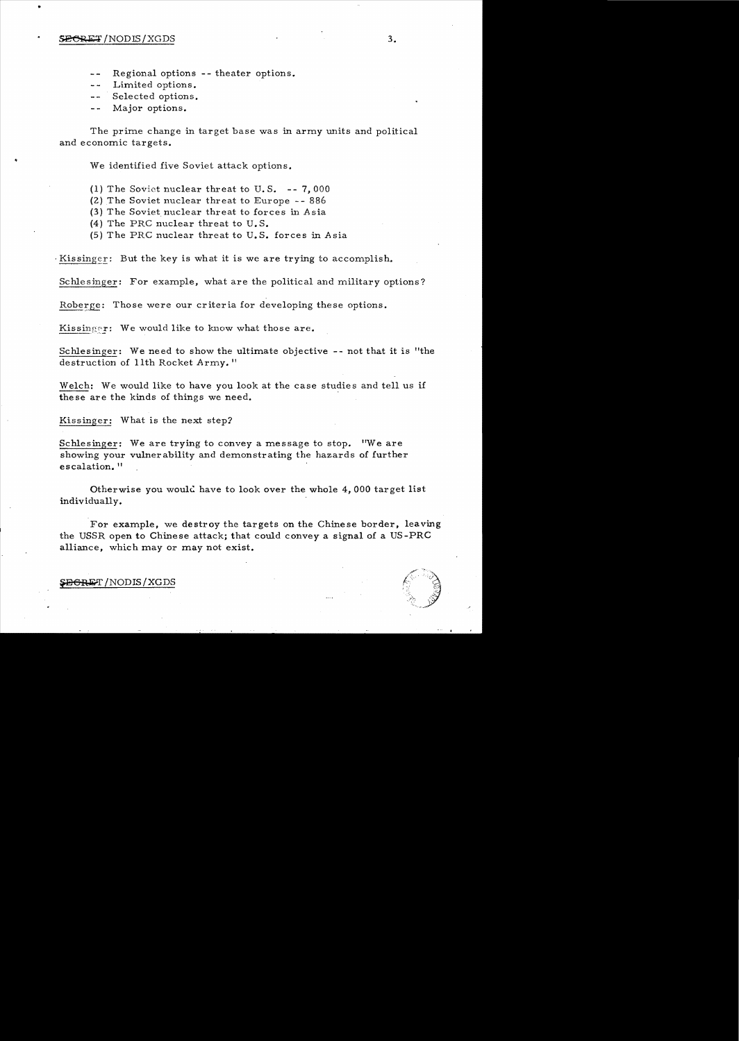- -- Regional options -- theater options.
- -- Limited options.
- -- Selected options.
- -- Major options.

The prime change in target base was in army units and political and economic targets.

We identified five Soviet attack options.

(1) The Soviet nuclear threat to U.S. -- 7,000
(2) The Soviet nuclear threat to Europe -- 886
(3) The Soviet nuclear threat to forces in Asia
(4) The PRC nuclear threat to U.S.
(5) The PRC nuclear threat to U.S. forces in Asia

Kissinger: But the key is what it is we are trying to accomplish.

Schlesinger: For example, what are the political and military options?

Roberge: Those were our criteria for developing these options.

Kissinger: We would like to know what those are.

Schlesinger: We need to show the ultimate objective -- not that it is "the destruction of 11th Rocket Army."

Welch: We would like to have you look at the case studies and tell us if these are the kinds of things we need.

Kissinger: What is the next step?

Schlesinger: We are trying to convey a message to stop. "We are showing your vulnerability and demonstrating the hazards of further escalation."

Otherwise you would have to look over the whole 4,000 target list individually.

For example, we destroy the targets on the Chinese border, leaving the USSR open to Chinese attack; that could convey a signal of a US-PRC alliance, which may or may not exist.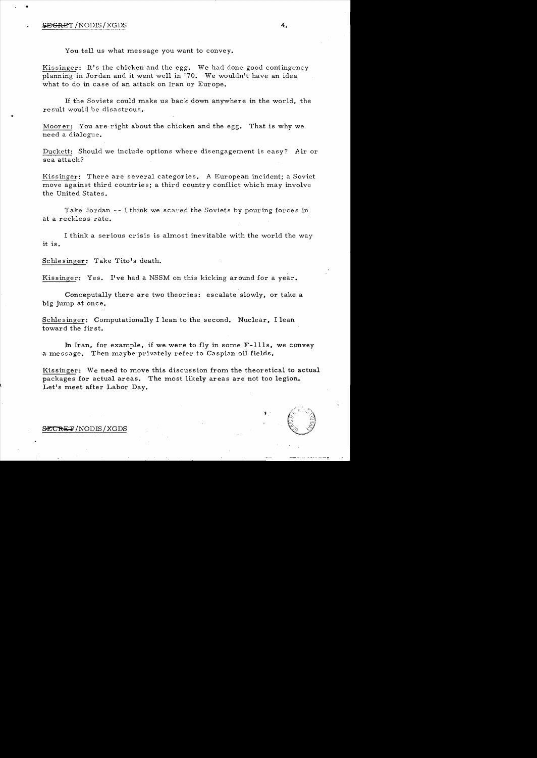You tell us what message you want to convey.

Kissinger: It's the chicken and the egg. We had done good contingency planning in Jordan and it went well in '70. We wouldn't have an idea what to do in case of an attack on Iran or Europe.

If the Soviets could make us back down anywhere in the world, the result would be disastrous.

Moorer: You are right about the chicken and the egg. That is why we need a dialogue.

Duckett: Should we include options where disengagement is easy? Air or sea attack?

Kissinger: There are several categories. A European incident; a Soviet move against third countries; a third country conflict which may involve the United States.

Take Jordan -- I think we scared the Soviets by pouring forces in at a reckless rate.

I think a serious crisis is almost inevitable with the world the way it is.

Schlesinger: Take Tito's death.

Kissinger: Yes. I've had a NSSM on this kicking around for a year.

Conceputally there are two theories: escalate slowly, or take a big jump at once.

Schlesinger: Computationally I lean to the second. Nuclear, I lean toward the first.

In Iran, for example, if we were to fly in some F-111s, we convey a message. Then maybe privately refer to Caspian oil fields.

Kissinger: We need to move this discussion from the theoretical to actual packages for actual areas. The most likely areas are not too legion. Let's meet after Labor Day.

SECRET/NODIS/XGDS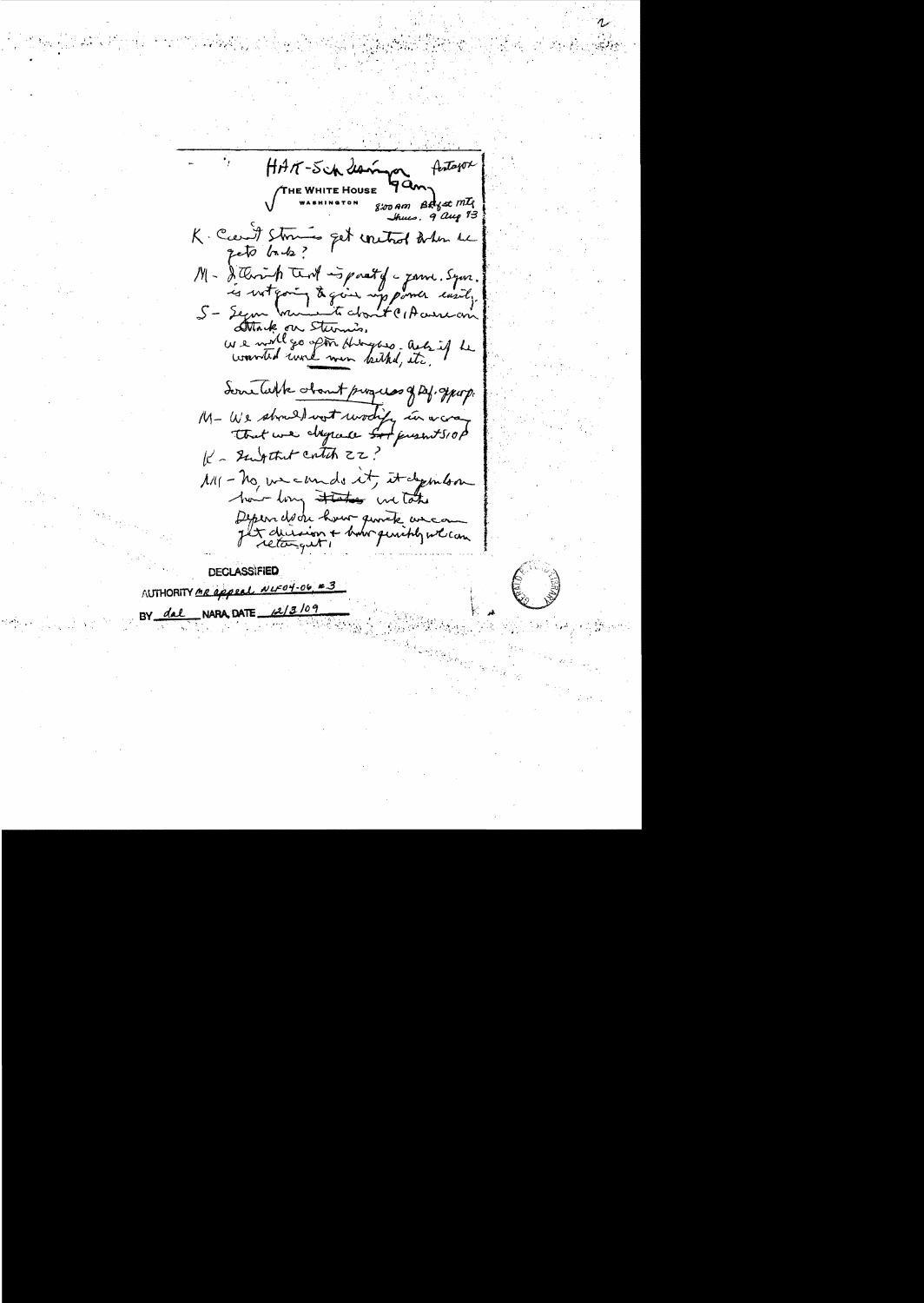HAK-Sch[lesinger] Portugal

9 am

THE WHITE HOUSE
WASHINGTON

8:00 am BAGer mtg
Thurs. 9 Aug 73

K - Can't Stennis get control when he gets back?

M - I think that is partly a game. Sym. is not going to give up power easily.

S - Sym[ington] wants to attack CIA on attack on Stennis.

We will go after Hughes. Ask if he wanted more men killed, etc.

Some talk about progress of Def. approp.

M - We should not modify in a way that we displace the present SIOP

K - Isn't that catch 22?

M - No, we can do it, it depends on how long it takes we take.

Depends on how quick we can get decision + how quickly we can retarget.

DECLASSIFIED
AUTHORITY MR appeal NLF04-06 #3
BY dal NARA, DATE 12/3/09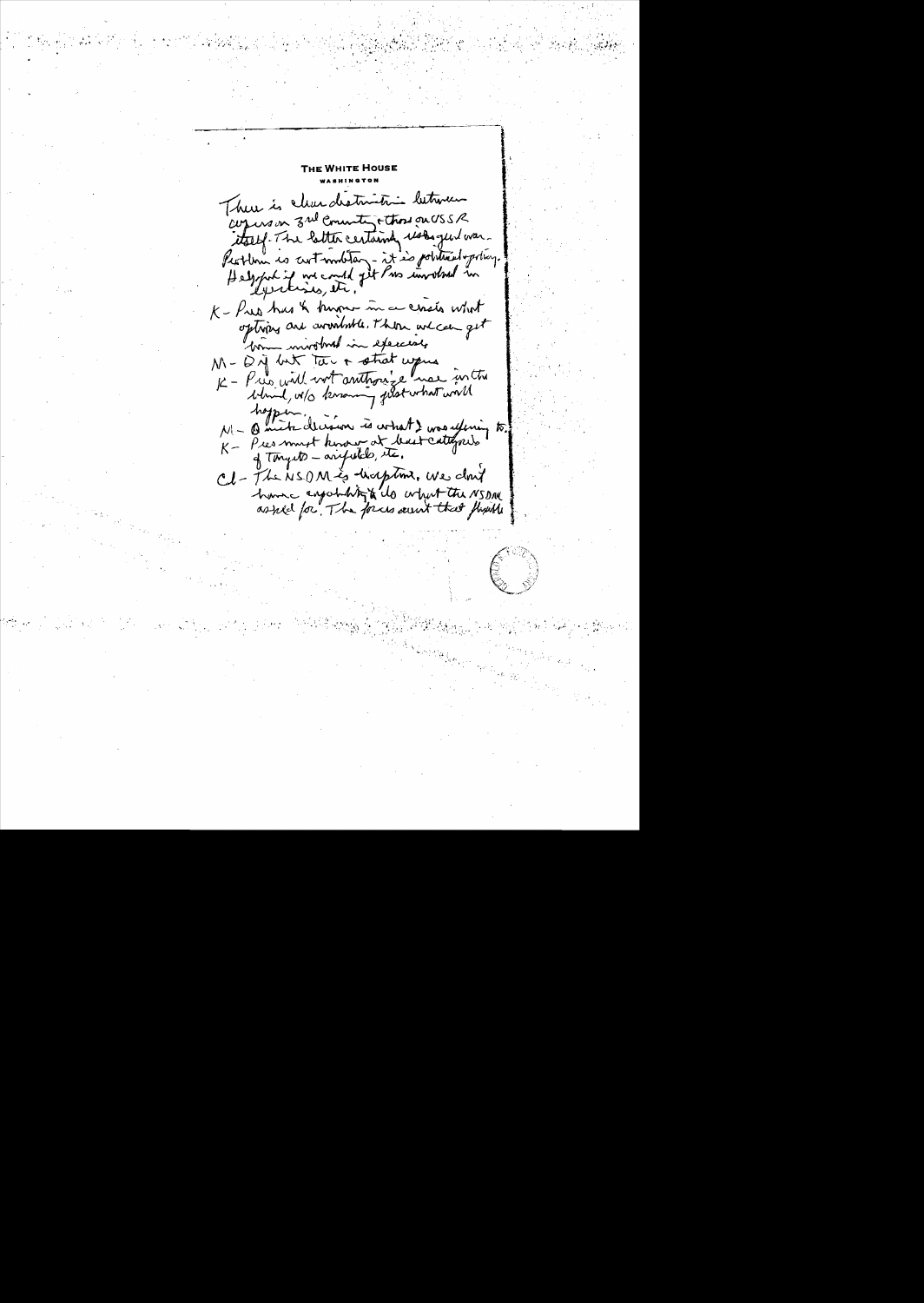**THE WHITE HOUSE**
WASHINGTON

There is clear distinction between use on 3rd country & those on USSR itself. The latter certainly escalates war. Problem is not military - it is political/policy. Helpful if we could get Pres involved in exercises, etc.

K - Pres has to know in a crisis what options are available. Then we can get him involved in exercises.

M - Diff bet tac & strat weapons

K - Pres will not authorize use in the blind, w/o knowing just what will happen.

M - Q ? decision is what I was referring to.

K - Pres must know at least categories of targets - airfields, etc.

Cl - The NSDM is disruptive. We don't have capability to do what the NSDM asked for. The forces aren't that flexible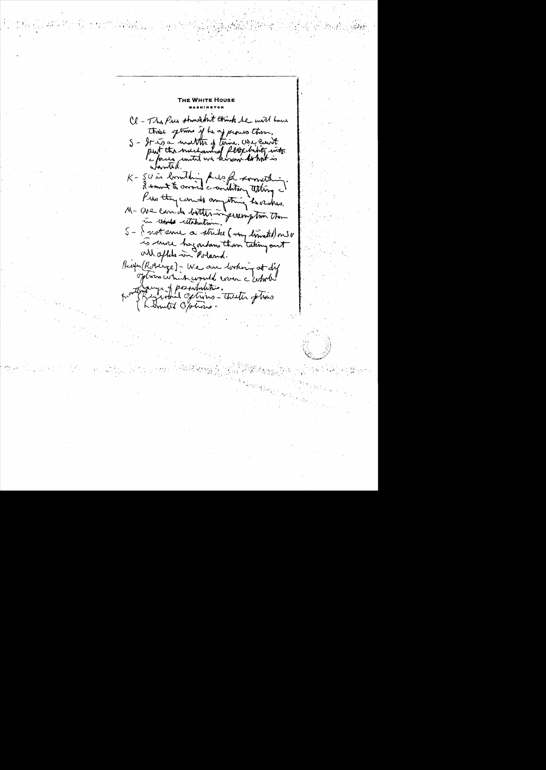THE WHITE HOUSE

WASHINGTON

Cl - The Pres shouldn't think he will have those options if he approves them.

S - It is a matter of time. We can't put the mechanical flexibility into forces until we know what is wanted.

K - SU is building plus for something. I want to avoid a military thing & Pres they can do anything he orders.

M - We can do better in preemption than in [crossed out] retaliation.

S - I not sure a strike (very limited) on SU is more hazardous than taking out all of Poland.

Heyden (Rodriguez) - We are working at dif options which would cover a whole spectrum range of possibilities.

{ Regional Options - Theater options
{ Limited Options -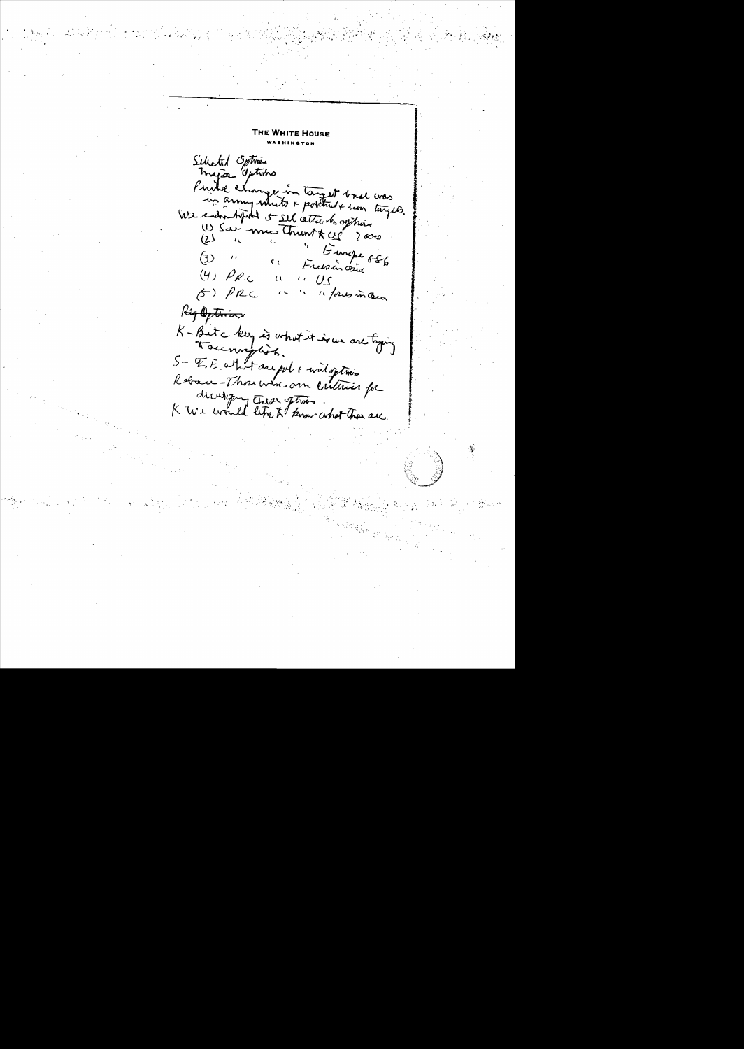**THE WHITE HOUSE**
WASHINGTON

Selected Options
Major Options
Prime change in target base was in army units & political & econ targets.
We identified 5 sel attack options
(1) Sov mil threat to US > 2000
(2) " " " Europe 886
(3) " " Forces in area
(4) PRC " " US
(5) PRC " " " forces in area

~~Reg Options~~

K – But a key is what it is we are trying to accomplish.

S – E.E. what are pol & mil options

Rebane – Those were our criteria for developing these options.

K We would like to know what these are.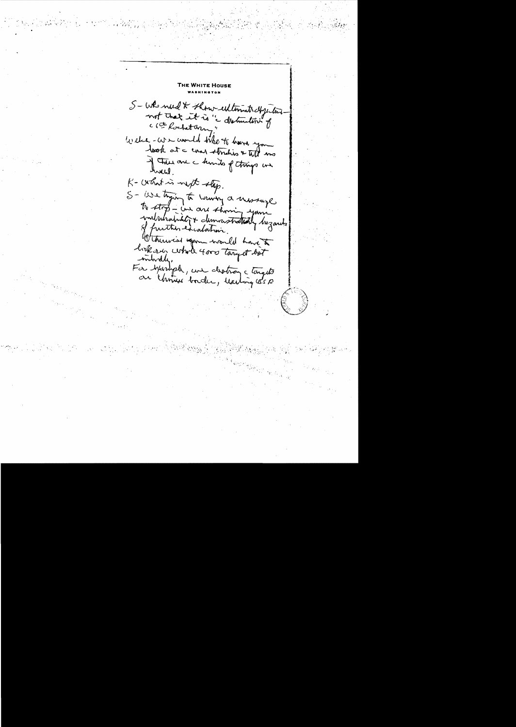THE WHITE HOUSE
WASHINGTON

S - We need to show ultimate objectives - not that it is "destruction of 1st Rocket Army."

Welch - We would like to have you look at a wave of strikes & tell us if these are the kinds of things we need.

K - What is next step.

S - We trying to convey a message to stop - we are showing your vulnerability & demonstrating hazards of further escalation.

Otherwise you would have to look over whole 4000 target list initially.

For example, we destroy targets on Chinese border, leaving USSR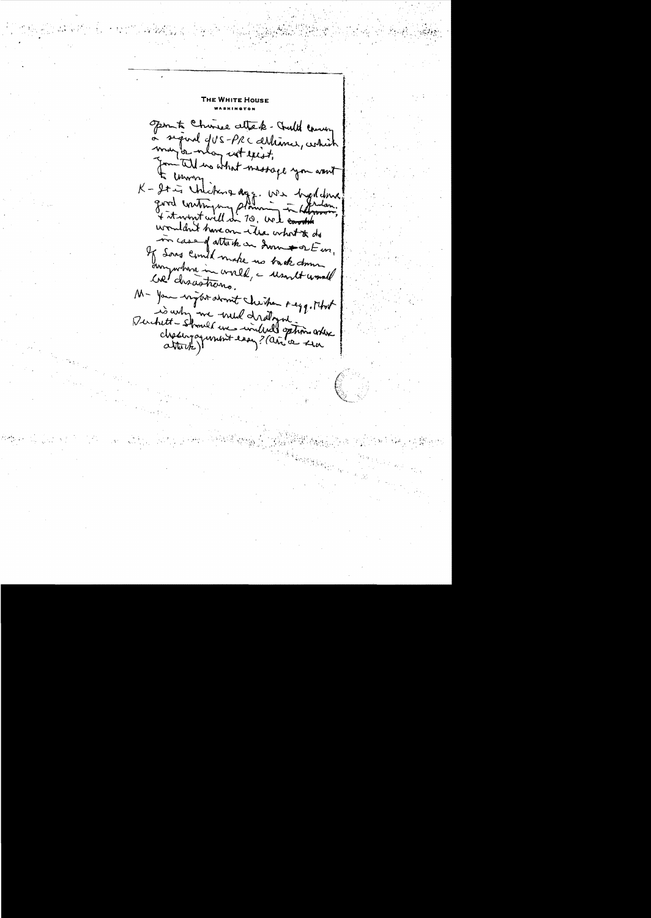THE WHITE HOUSE
WASHINGTON

Open to Chinese attack - Could convey a signal of US-PRC alliance, which may or may not exist.

You tell us what message you want to convey.

K - It is chicken & egg. We had done good contingency planning on Jordan, & it went well in 70. We wouldn't have one - the what to do in case of attack on Iran or Eur. If Sovs could make us back down anywhere in world, - would unravel all else.

M - You right about chicken & egg. That is why we need dialogue.

Duchett - Should we include option after changing government easy? (Air & sea attack)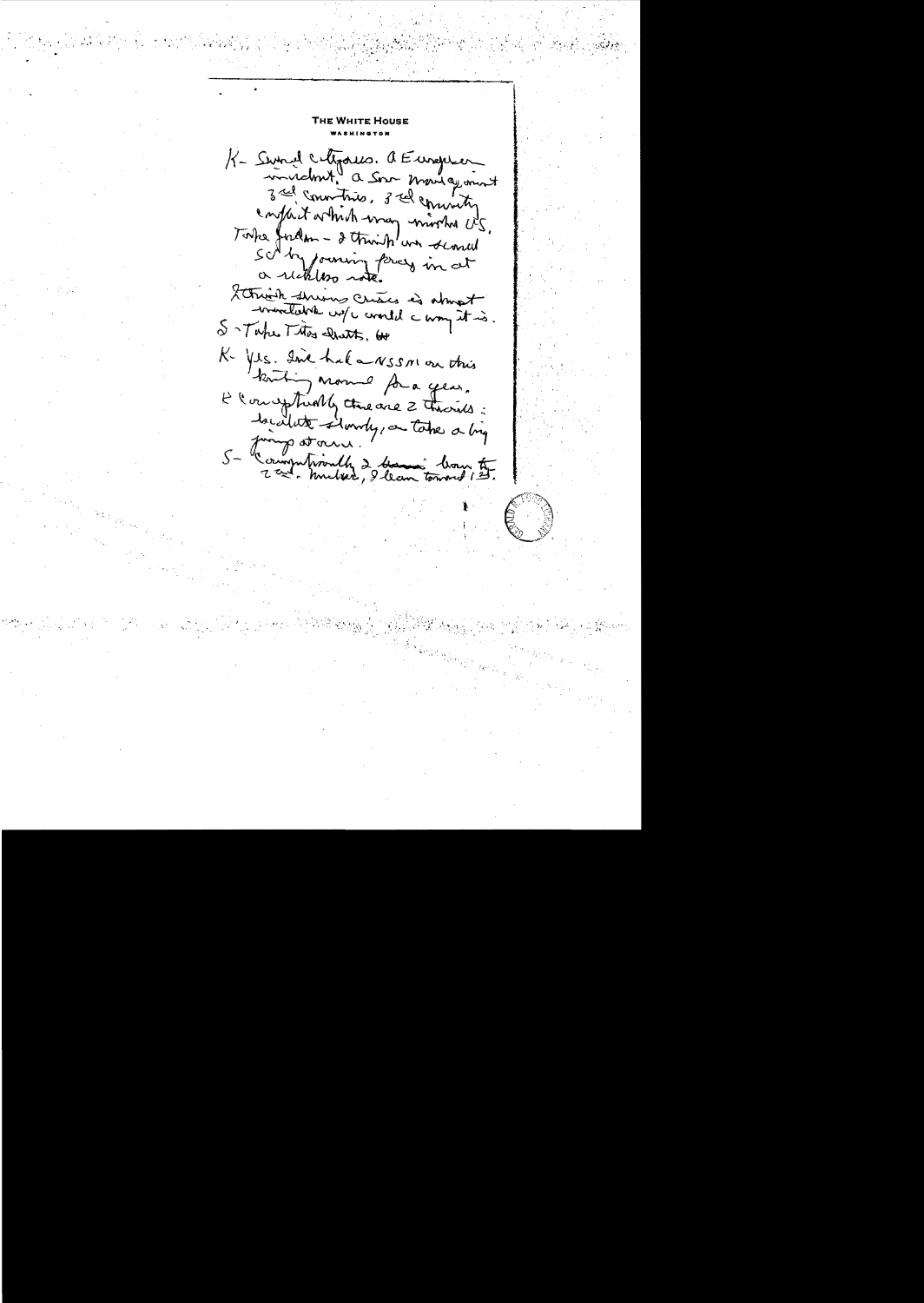**THE WHITE HOUSE**
WASHINGTON

K- Several categories. a European movement, a Sov maneuver, 3rd countries, 3rd country conflict which may involve US. Take Jordan - I think we scared SC by pouring forces in at a reckless rate.

I think this crisis is almost inevitable w/ a world c way it is.

S - Take Tito's death.

K- Yes. We had a NSSM on this hurting around for a year.

E Conceptually there are 2 theories: escalate slowly, or take a big jump at once.

S- Conceptually 2 have been 2nd. Hunches, I lean toward 1st.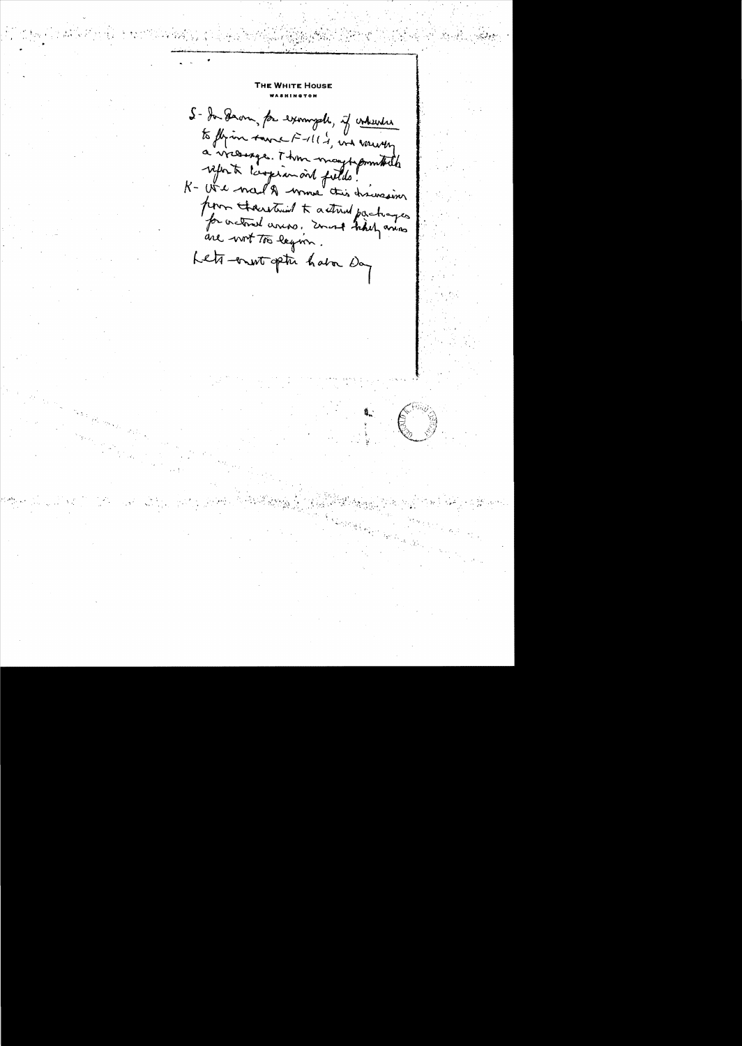THE WHITE HOUSE
WASHINGTON

S- In Iran, for example, if whether to fly in some F-111's, we convey a message. Then may be put to their [?] Caspian oil fields.

K- We need to move this discussion from theoretical to actual packages for actual areas. Most likely areas are not too legion.

Let's meet after Labor Day